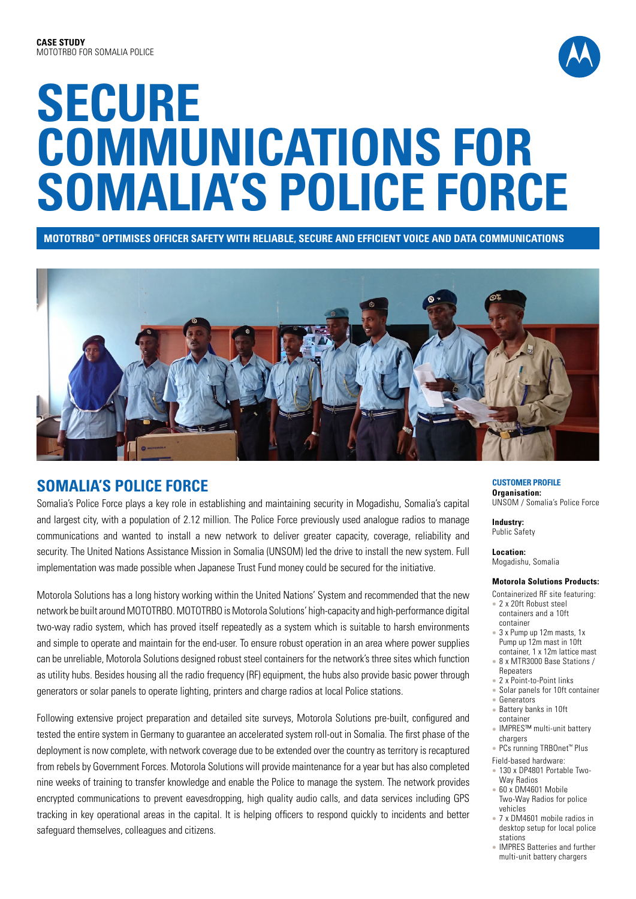**CASE STUDY**
MOTOTRBO FOR SOMALIA POLICE

# SECURE COMMUNICATIONS FOR SOMALIA'S POLICE FORCE

**MOTOTRBO™ OPTIMISES OFFICER SAFETY WITH RELIABLE, SECURE AND EFFICIENT VOICE AND DATA COMMUNICATIONS**

## SOMALIA'S POLICE FORCE

Somalia's Police Force plays a key role in establishing and maintaining security in Mogadishu, Somalia's capital and largest city, with a population of 2.12 million. The Police Force previously used analogue radios to manage communications and wanted to install a new network to deliver greater capacity, coverage, reliability and security. The United Nations Assistance Mission in Somalia (UNSOM) led the drive to install the new system. Full implementation was made possible when Japanese Trust Fund money could be secured for the initiative.

Motorola Solutions has a long history working within the United Nations' System and recommended that the new network be built around MOTOTRBO. MOTOTRBO is Motorola Solutions' high-capacity and high-performance digital two-way radio system, which has proved itself repeatedly as a system which is suitable to harsh environments and simple to operate and maintain for the end-user. To ensure robust operation in an area where power supplies can be unreliable, Motorola Solutions designed robust steel containers for the network's three sites which function as utility hubs. Besides housing all the radio frequency (RF) equipment, the hubs also provide basic power through generators or solar panels to operate lighting, printers and charge radios at local Police stations.

Following extensive project preparation and detailed site surveys, Motorola Solutions pre-built, configured and tested the entire system in Germany to guarantee an accelerated system roll-out in Somalia. The first phase of the deployment is now complete, with network coverage due to be extended over the country as territory is recaptured from rebels by Government Forces. Motorola Solutions will provide maintenance for a year but has also completed nine weeks of training to transfer knowledge and enable the Police to manage the system. The network provides encrypted communications to prevent eavesdropping, high quality audio calls, and data services including GPS tracking in key operational areas in the capital. It is helping officers to respond quickly to incidents and better safeguard themselves, colleagues and citizens.

### CUSTOMER PROFILE

**Organisation:**
UNSOM / Somalia's Police Force

**Industry:**
Public Safety

**Location:**
Mogadishu, Somalia

**Motorola Solutions Products:**

Containerized RF site featuring:

- 2 x 20ft Robust steel containers and a 10ft container
- 3 x Pump up 12m masts, 1x Pump up 12m mast in 10ft container, 1 x 12m lattice mast
- 8 x MTR3000 Base Stations / Repeaters
- 2 x Point-to-Point links
- Solar panels for 10ft container
- Generators
- Battery banks in 10ft container
- IMPRES™ multi-unit battery chargers
- PCs running TRBOnet™ Plus

Field-based hardware:

- 130 x DP4801 Portable Two-Way Radios
- 60 x DM4601 Mobile Two-Way Radios for police vehicles
- 7 x DM4601 mobile radios in desktop setup for local police stations
- IMPRES Batteries and further multi-unit battery chargers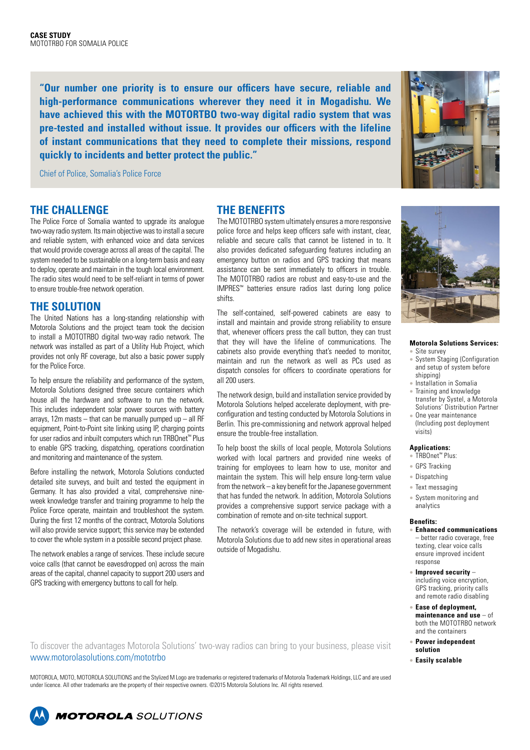**CASE STUDY**
MOTOTRBO FOR SOMALIA POLICE

**"Our number one priority is to ensure our officers have secure, reliable and high-performance communications wherever they need it in Mogadishu. We have achieved this with the MOTORTBO two-way digital radio system that was pre-tested and installed without issue. It provides our officers with the lifeline of instant communications that they need to complete their missions, respond quickly to incidents and better protect the public."**

Chief of Police, Somalia's Police Force

## THE CHALLENGE

The Police Force of Somalia wanted to upgrade its analogue two-way radio system. Its main objective was to install a secure and reliable system, with enhanced voice and data services that would provide coverage across all areas of the capital. The system needed to be sustainable on a long-term basis and easy to deploy, operate and maintain in the tough local environment. The radio sites would need to be self-reliant in terms of power to ensure trouble-free network operation.

## THE SOLUTION

The United Nations has a long-standing relationship with Motorola Solutions and the project team took the decision to install a MOTOTRBO digital two-way radio network. The network was installed as part of a Utility Hub Project, which provides not only RF coverage, but also a basic power supply for the Police Force.

To help ensure the reliability and performance of the system, Motorola Solutions designed three secure containers which house all the hardware and software to run the network. This includes independent solar power sources with battery arrays, 12m masts – that can be manually pumped up – all RF equipment, Point-to-Point site linking using IP, charging points for user radios and inbuilt computers which run TRBOnet™ Plus to enable GPS tracking, dispatching, operations coordination and monitoring and maintenance of the system.

Before installing the network, Motorola Solutions conducted detailed site surveys, and built and tested the equipment in Germany. It has also provided a vital, comprehensive nine-week knowledge transfer and training programme to help the Police Force operate, maintain and troubleshoot the system. During the first 12 months of the contract, Motorola Solutions will also provide service support; this service may be extended to cover the whole system in a possible second project phase.

The network enables a range of services. These include secure voice calls (that cannot be eavesdropped on) across the main areas of the capital, channel capacity to support 200 users and GPS tracking with emergency buttons to call for help.

## THE BENEFITS

The MOTOTRBO system ultimately ensures a more responsive police force and helps keep officers safe with instant, clear, reliable and secure calls that cannot be listened in to. It also provides dedicated safeguarding features including an emergency button on radios and GPS tracking that means assistance can be sent immediately to officers in trouble. The MOTOTRBO radios are robust and easy-to-use and the IMPRES™ batteries ensure radios last during long police shifts.

The self-contained, self-powered cabinets are easy to install and maintain and provide strong reliability to ensure that, whenever officers press the call button, they can trust that they will have the lifeline of communications. The cabinets also provide everything that's needed to monitor, maintain and run the network as well as PCs used as dispatch consoles for officers to coordinate operations for all 200 users.

The network design, build and installation service provided by Motorola Solutions helped accelerate deployment, with pre-configuration and testing conducted by Motorola Solutions in Berlin. This pre-commissioning and network approval helped ensure the trouble-free installation.

To help boost the skills of local people, Motorola Solutions worked with local partners and provided nine weeks of training for employees to learn how to use, monitor and maintain the system. This will help ensure long-term value from the network – a key benefit for the Japanese government that has funded the network. In addition, Motorola Solutions provides a comprehensive support service package with a combination of remote and on-site technical support.

The network's coverage will be extended in future, with Motorola Solutions due to add new sites in operational areas outside of Mogadishu.

**Motorola Solutions Services:**

- Site survey
- System Staging (Configuration and setup of system before shipping)
- Installation in Somalia
- Training and knowledge transfer by Systel, a Motorola Solutions' Distribution Partner
- One year maintenance (Including post deployment visits)

**Applications:**

- TRBOnet™ Plus:
- GPS Tracking
- Dispatching
- Text messaging
- System monitoring and analytics

**Benefits:**

- **Enhanced communications** – better radio coverage, free texting, clear voice calls ensure improved incident response
- **Improved security** – including voice encryption, GPS tracking, priority calls and remote radio disabling
- **Ease of deployment, maintenance and use** – of both the MOTOTRBO network and the containers
- **Power independent solution**
- **Easily scalable**

To discover the advantages Motorola Solutions' two-way radios can bring to your business, please visit www.motorolasolutions.com/mototrbo

MOTOROLA, MOTO, MOTOROLA SOLUTIONS and the Stylized M Logo are trademarks or registered trademarks of Motorola Trademark Holdings, LLC and are used under licence. All other trademarks are the property of their respective owners. ©2015 Motorola Solutions Inc. All rights reserved.

MOTOROLA SOLUTIONS